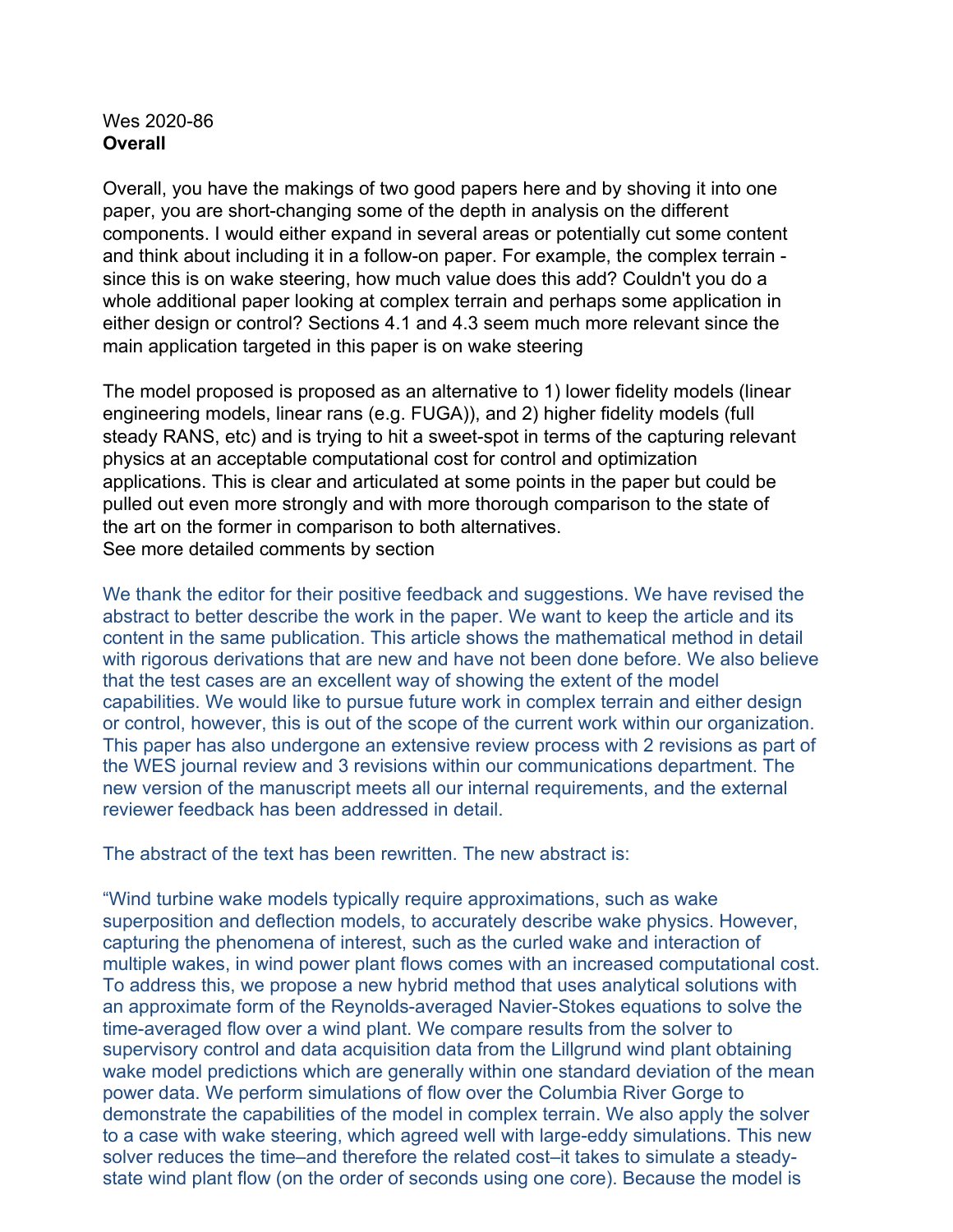Wes 2020-86

**Overall**

Overall, you have the makings of two good papers here and by shoving it into one paper, you are short-changing some of the depth in analysis on the different components. I would either expand in several areas or potentially cut some content and think about including it in a follow-on paper. For example, the complex terrain - since this is on wake steering, how much value does this add? Couldn't you do a whole additional paper looking at complex terrain and perhaps some application in either design or control? Sections 4.1 and 4.3 seem much more relevant since the main application targeted in this paper is on wake steering

The model proposed is proposed as an alternative to 1) lower fidelity models (linear engineering models, linear rans (e.g. FUGA)), and 2) higher fidelity models (full steady RANS, etc) and is trying to hit a sweet-spot in terms of the capturing relevant physics at an acceptable computational cost for control and optimization applications. This is clear and articulated at some points in the paper but could be pulled out even more strongly and with more thorough comparison to the state of the art on the former in comparison to both alternatives.
See more detailed comments by section

We thank the editor for their positive feedback and suggestions. We have revised the abstract to better describe the work in the paper. We want to keep the article and its content in the same publication. This article shows the mathematical method in detail with rigorous derivations that are new and have not been done before. We also believe that the test cases are an excellent way of showing the extent of the model capabilities. We would like to pursue future work in complex terrain and either design or control, however, this is out of the scope of the current work within our organization. This paper has also undergone an extensive review process with 2 revisions as part of the WES journal review and 3 revisions within our communications department. The new version of the manuscript meets all our internal requirements, and the external reviewer feedback has been addressed in detail.

The abstract of the text has been rewritten. The new abstract is:

"Wind turbine wake models typically require approximations, such as wake superposition and deflection models, to accurately describe wake physics. However, capturing the phenomena of interest, such as the curled wake and interaction of multiple wakes, in wind power plant flows comes with an increased computational cost. To address this, we propose a new hybrid method that uses analytical solutions with an approximate form of the Reynolds-averaged Navier-Stokes equations to solve the time-averaged flow over a wind plant. We compare results from the solver to supervisory control and data acquisition data from the Lillgrund wind plant obtaining wake model predictions which are generally within one standard deviation of the mean power data. We perform simulations of flow over the Columbia River Gorge to demonstrate the capabilities of the model in complex terrain. We also apply the solver to a case with wake steering, which agreed well with large-eddy simulations. This new solver reduces the time–and therefore the related cost–it takes to simulate a steady-state wind plant flow (on the order of seconds using one core). Because the model is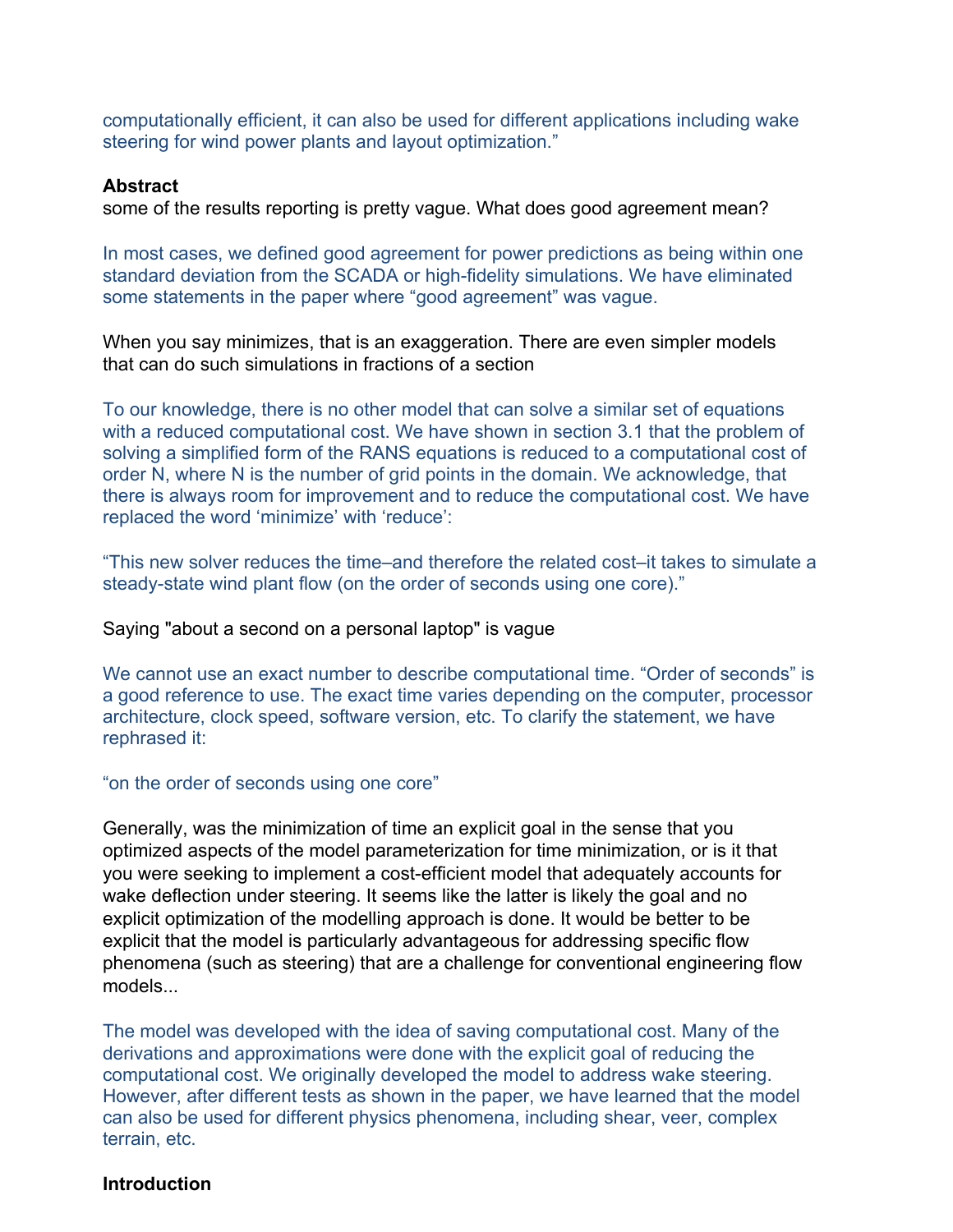computationally efficient, it can also be used for different applications including wake steering for wind power plants and layout optimization."

**Abstract**

some of the results reporting is pretty vague. What does good agreement mean?

In most cases, we defined good agreement for power predictions as being within one standard deviation from the SCADA or high-fidelity simulations. We have eliminated some statements in the paper where "good agreement" was vague.

When you say minimizes, that is an exaggeration. There are even simpler models that can do such simulations in fractions of a section

To our knowledge, there is no other model that can solve a similar set of equations with a reduced computational cost. We have shown in section 3.1 that the problem of solving a simplified form of the RANS equations is reduced to a computational cost of order N, where N is the number of grid points in the domain. We acknowledge, that there is always room for improvement and to reduce the computational cost. We have replaced the word 'minimize' with 'reduce':

"This new solver reduces the time–and therefore the related cost–it takes to simulate a steady-state wind plant flow (on the order of seconds using one core)."

Saying "about a second on a personal laptop" is vague

We cannot use an exact number to describe computational time. "Order of seconds" is a good reference to use. The exact time varies depending on the computer, processor architecture, clock speed, software version, etc. To clarify the statement, we have rephrased it:

"on the order of seconds using one core"

Generally, was the minimization of time an explicit goal in the sense that you optimized aspects of the model parameterization for time minimization, or is it that you were seeking to implement a cost-efficient model that adequately accounts for wake deflection under steering. It seems like the latter is likely the goal and no explicit optimization of the modelling approach is done. It would be better to be explicit that the model is particularly advantageous for addressing specific flow phenomena (such as steering) that are a challenge for conventional engineering flow models...

The model was developed with the idea of saving computational cost. Many of the derivations and approximations were done with the explicit goal of reducing the computational cost. We originally developed the model to address wake steering. However, after different tests as shown in the paper, we have learned that the model can also be used for different physics phenomena, including shear, veer, complex terrain, etc.

**Introduction**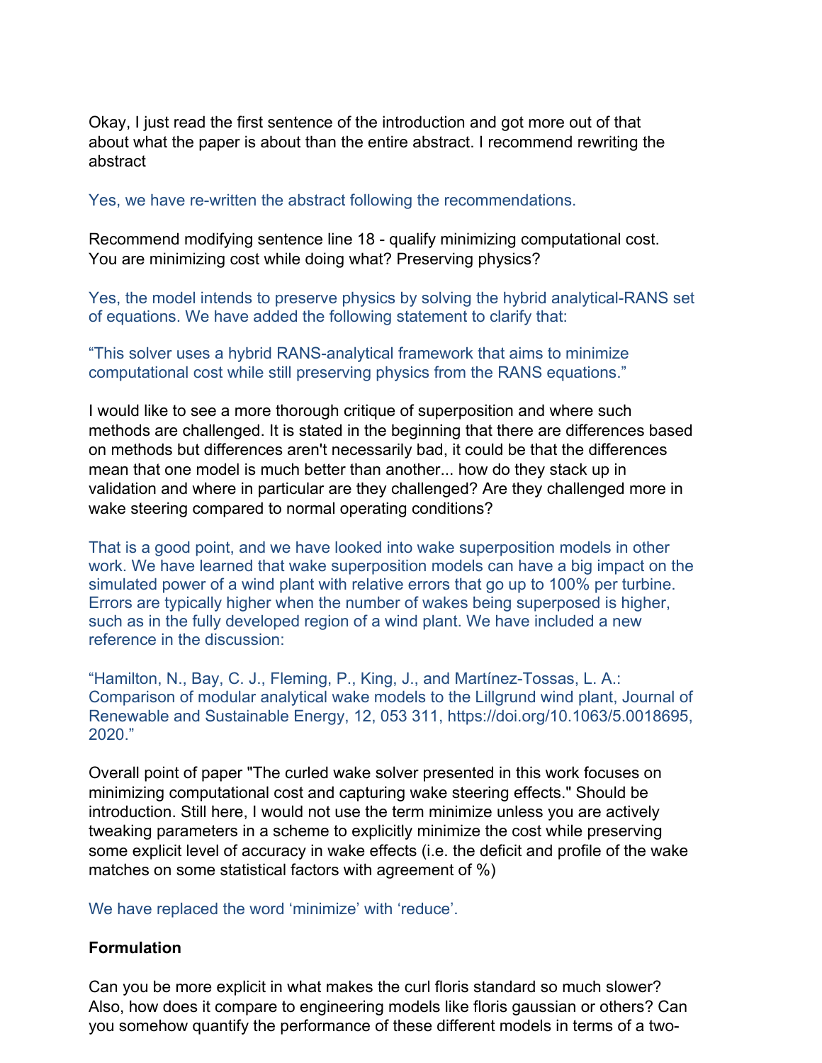Okay, I just read the first sentence of the introduction and got more out of that about what the paper is about than the entire abstract. I recommend rewriting the abstract

Yes, we have re-written the abstract following the recommendations.

Recommend modifying sentence line 18 - qualify minimizing computational cost. You are minimizing cost while doing what? Preserving physics?

Yes, the model intends to preserve physics by solving the hybrid analytical-RANS set of equations. We have added the following statement to clarify that:

"This solver uses a hybrid RANS-analytical framework that aims to minimize computational cost while still preserving physics from the RANS equations."

I would like to see a more thorough critique of superposition and where such methods are challenged. It is stated in the beginning that there are differences based on methods but differences aren't necessarily bad, it could be that the differences mean that one model is much better than another... how do they stack up in validation and where in particular are they challenged? Are they challenged more in wake steering compared to normal operating conditions?

That is a good point, and we have looked into wake superposition models in other work. We have learned that wake superposition models can have a big impact on the simulated power of a wind plant with relative errors that go up to 100% per turbine. Errors are typically higher when the number of wakes being superposed is higher, such as in the fully developed region of a wind plant. We have included a new reference in the discussion:

"Hamilton, N., Bay, C. J., Fleming, P., King, J., and Martínez-Tossas, L. A.: Comparison of modular analytical wake models to the Lillgrund wind plant, Journal of Renewable and Sustainable Energy, 12, 053 311, https://doi.org/10.1063/5.0018695, 2020."

Overall point of paper "The curled wake solver presented in this work focuses on minimizing computational cost and capturing wake steering effects." Should be introduction. Still here, I would not use the term minimize unless you are actively tweaking parameters in a scheme to explicitly minimize the cost while preserving some explicit level of accuracy in wake effects (i.e. the deficit and profile of the wake matches on some statistical factors with agreement of %)

We have replaced the word 'minimize' with 'reduce'.

**Formulation**

Can you be more explicit in what makes the curl floris standard so much slower? Also, how does it compare to engineering models like floris gaussian or others? Can you somehow quantify the performance of these different models in terms of a two-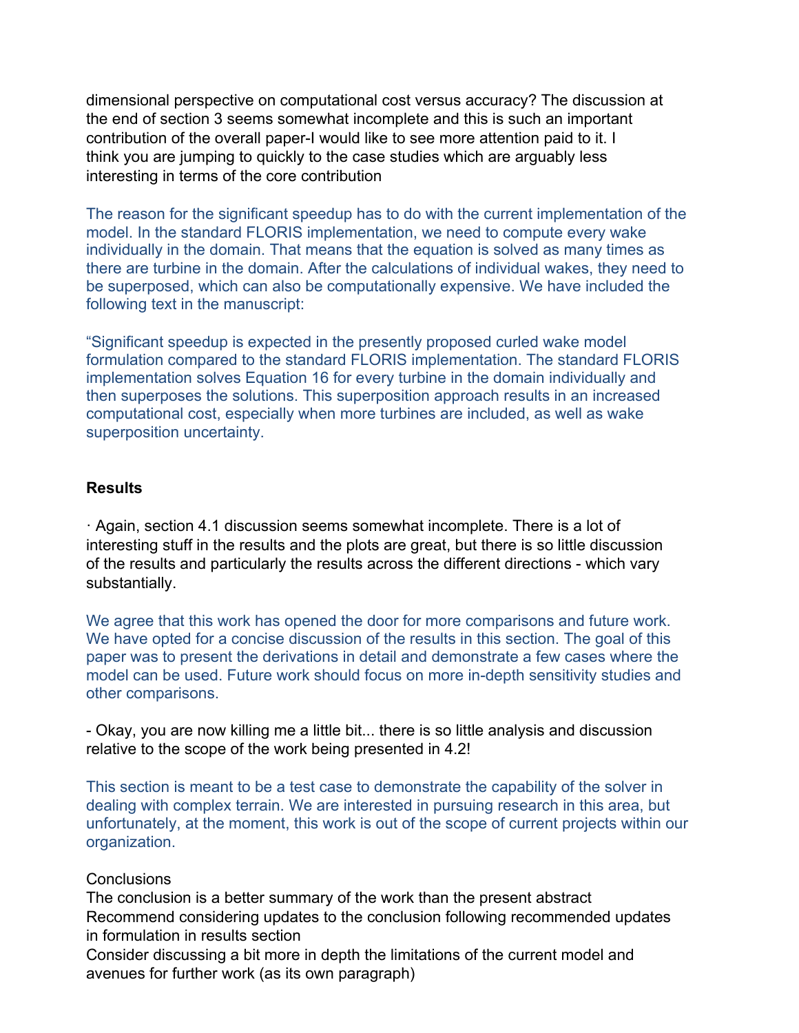dimensional perspective on computational cost versus accuracy? The discussion at the end of section 3 seems somewhat incomplete and this is such an important contribution of the overall paper-I would like to see more attention paid to it. I think you are jumping to quickly to the case studies which are arguably less interesting in terms of the core contribution

The reason for the significant speedup has to do with the current implementation of the model. In the standard FLORIS implementation, we need to compute every wake individually in the domain. That means that the equation is solved as many times as there are turbine in the domain. After the calculations of individual wakes, they need to be superposed, which can also be computationally expensive. We have included the following text in the manuscript:

"Significant speedup is expected in the presently proposed curled wake model formulation compared to the standard FLORIS implementation. The standard FLORIS implementation solves Equation 16 for every turbine in the domain individually and then superposes the solutions. This superposition approach results in an increased computational cost, especially when more turbines are included, as well as wake superposition uncertainty.

**Results**

· Again, section 4.1 discussion seems somewhat incomplete. There is a lot of interesting stuff in the results and the plots are great, but there is so little discussion of the results and particularly the results across the different directions - which vary substantially.

We agree that this work has opened the door for more comparisons and future work. We have opted for a concise discussion of the results in this section. The goal of this paper was to present the derivations in detail and demonstrate a few cases where the model can be used. Future work should focus on more in-depth sensitivity studies and other comparisons.

- Okay, you are now killing me a little bit... there is so little analysis and discussion relative to the scope of the work being presented in 4.2!

This section is meant to be a test case to demonstrate the capability of the solver in dealing with complex terrain. We are interested in pursuing research in this area, but unfortunately, at the moment, this work is out of the scope of current projects within our organization.

Conclusions

The conclusion is a better summary of the work than the present abstract

Recommend considering updates to the conclusion following recommended updates in formulation in results section

Consider discussing a bit more in depth the limitations of the current model and avenues for further work (as its own paragraph)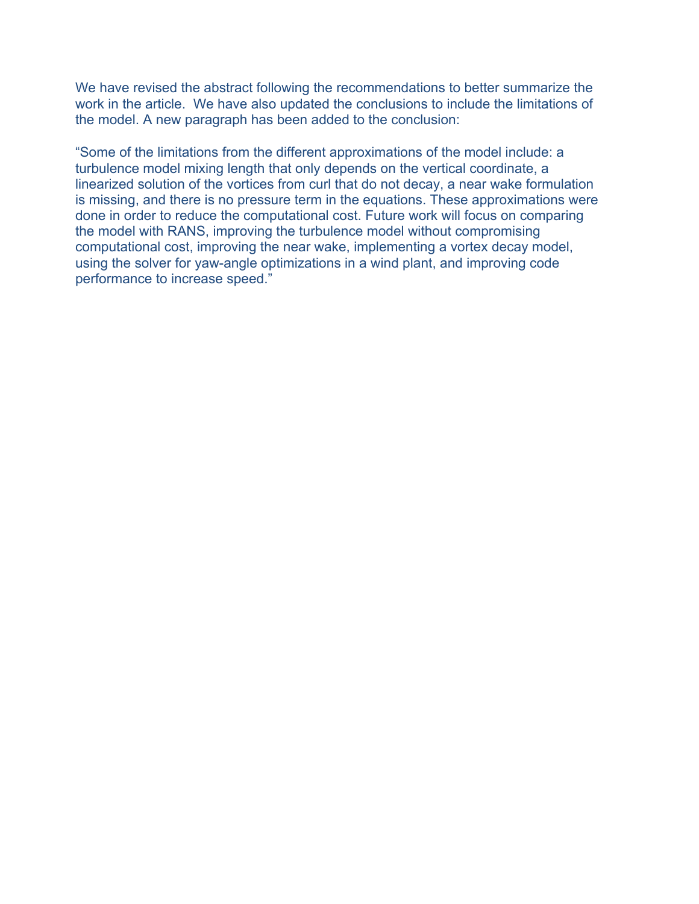We have revised the abstract following the recommendations to better summarize the work in the article. We have also updated the conclusions to include the limitations of the model. A new paragraph has been added to the conclusion:

"Some of the limitations from the different approximations of the model include: a turbulence model mixing length that only depends on the vertical coordinate, a linearized solution of the vortices from curl that do not decay, a near wake formulation is missing, and there is no pressure term in the equations. These approximations were done in order to reduce the computational cost. Future work will focus on comparing the model with RANS, improving the turbulence model without compromising computational cost, improving the near wake, implementing a vortex decay model, using the solver for yaw-angle optimizations in a wind plant, and improving code performance to increase speed."